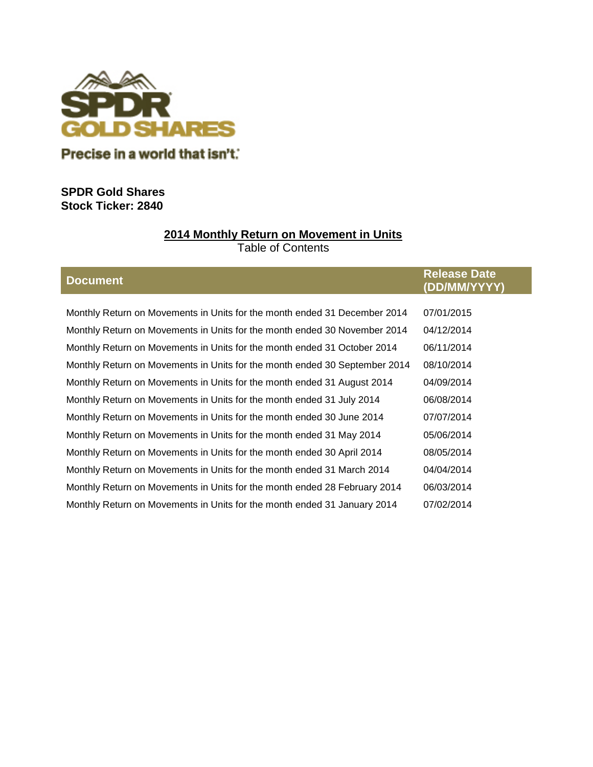SPDR GOLD SHARES

Precise in a world that isn't.

**SPDR Gold Shares**
**Stock Ticker: 2840**

## 2014 Monthly Return on Movement in Units

Table of Contents

| Document | Release Date (DD/MM/YYYY) |
| --- | --- |
| Monthly Return on Movements in Units for the month ended 31 December 2014 | 07/01/2015 |
| Monthly Return on Movements in Units for the month ended 30 November 2014 | 04/12/2014 |
| Monthly Return on Movements in Units for the month ended 31 October 2014 | 06/11/2014 |
| Monthly Return on Movements in Units for the month ended 30 September 2014 | 08/10/2014 |
| Monthly Return on Movements in Units for the month ended 31 August 2014 | 04/09/2014 |
| Monthly Return on Movements in Units for the month ended 31 July 2014 | 06/08/2014 |
| Monthly Return on Movements in Units for the month ended 30 June 2014 | 07/07/2014 |
| Monthly Return on Movements in Units for the month ended 31 May 2014 | 05/06/2014 |
| Monthly Return on Movements in Units for the month ended 30 April 2014 | 08/05/2014 |
| Monthly Return on Movements in Units for the month ended 31 March 2014 | 04/04/2014 |
| Monthly Return on Movements in Units for the month ended 28 February 2014 | 06/03/2014 |
| Monthly Return on Movements in Units for the month ended 31 January 2014 | 07/02/2014 |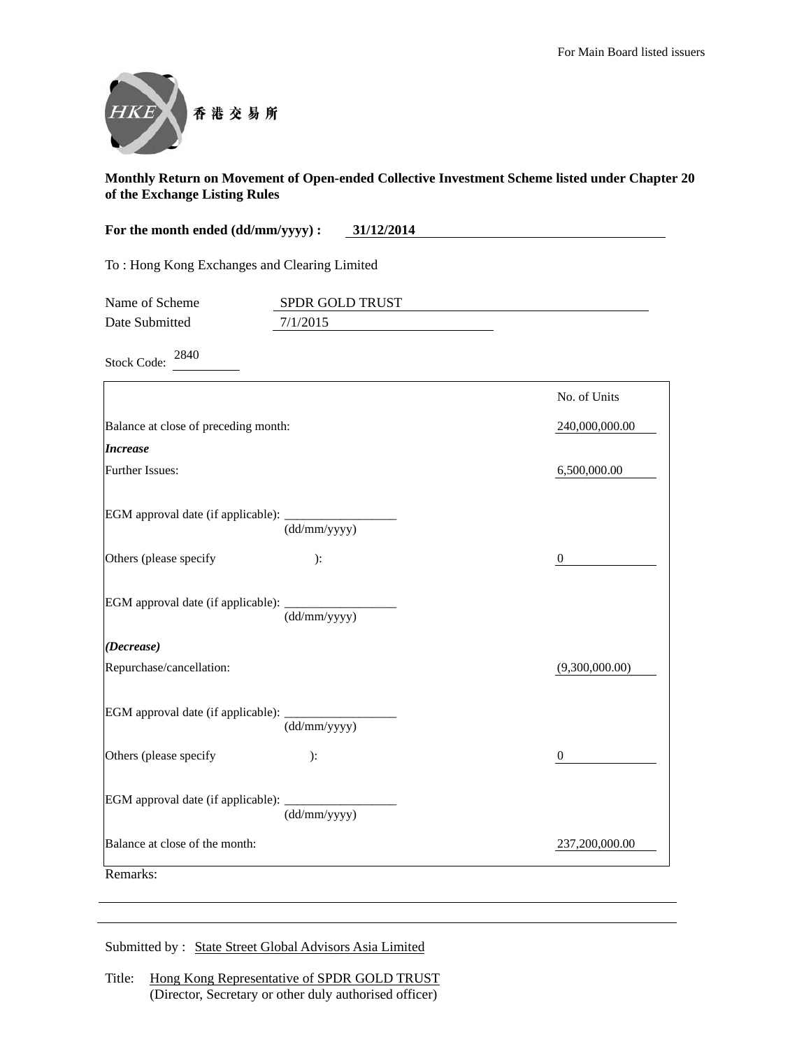For Main Board listed issuers

香港交易所

**Monthly Return on Movement of Open-ended Collective Investment Scheme listed under Chapter 20 of the Exchange Listing Rules**

**For the month ended (dd/mm/yyyy) : 31/12/2014**

To : Hong Kong Exchanges and Clearing Limited

Name of Scheme: SPDR GOLD TRUST

Date Submitted: 7/1/2015

Stock Code: 2840

| | No. of Units |
|---|---|
| Balance at close of preceding month: | 240,000,000.00 |
| ***Increase*** | |
| Further Issues: | 6,500,000.00 |
| EGM approval date (if applicable): ________ (dd/mm/yyyy) | |
| Others (please specify ): | 0 |
| EGM approval date (if applicable): ________ (dd/mm/yyyy) | |
| ***(Decrease)*** | |
| Repurchase/cancellation: | (9,300,000.00) |
| EGM approval date (if applicable): ________ (dd/mm/yyyy) | |
| Others (please specify ): | 0 |
| EGM approval date (if applicable): ________ (dd/mm/yyyy) | |
| Balance at close of the month: | 237,200,000.00 |

Remarks:

Submitted by : State Street Global Advisors Asia Limited

Title: Hong Kong Representative of SPDR GOLD TRUST
(Director, Secretary or other duly authorised officer)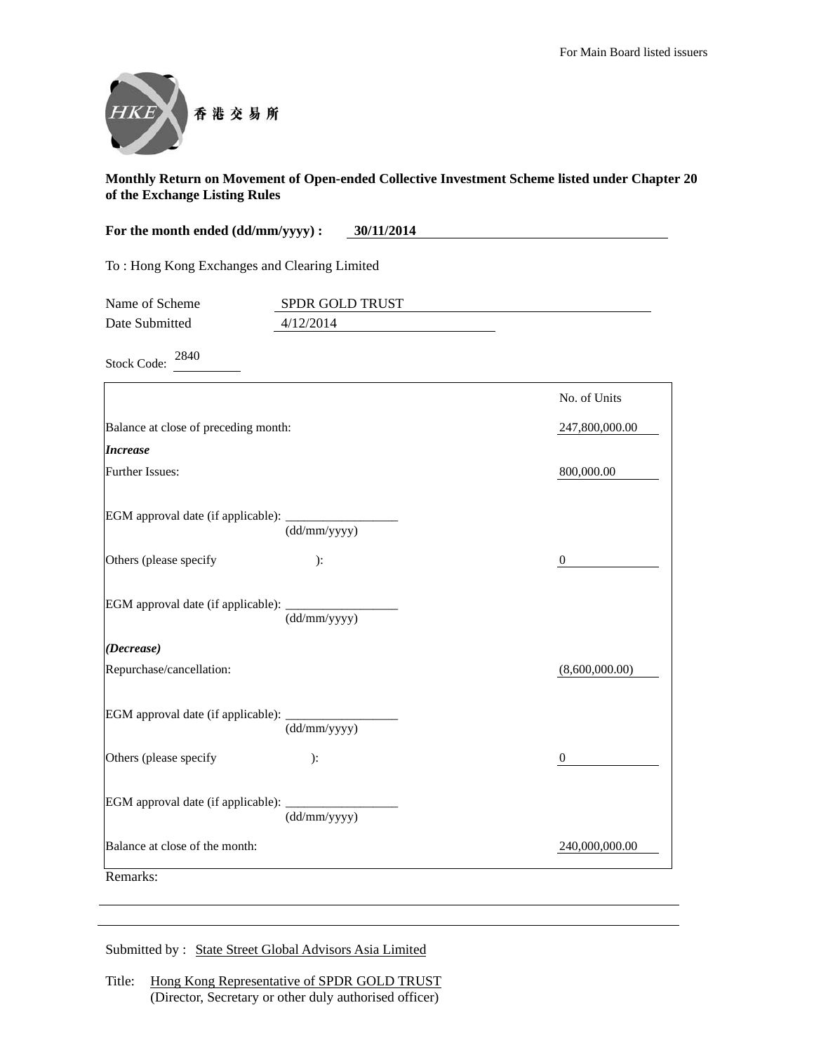For Main Board listed issuers

香港交易所

**Monthly Return on Movement of Open-ended Collective Investment Scheme listed under Chapter 20 of the Exchange Listing Rules**

**For the month ended (dd/mm/yyyy) : 30/11/2014**

To : Hong Kong Exchanges and Clearing Limited

Name of Scheme: SPDR GOLD TRUST

Date Submitted: 4/12/2014

Stock Code: 2840

| | No. of Units |
|---|---|
| Balance at close of preceding month: | 247,800,000.00 |
| ***Increase*** | |
| Further Issues: | 800,000.00 |
| EGM approval date (if applicable): ________ (dd/mm/yyyy) | |
| Others (please specify ): | 0 |
| EGM approval date (if applicable): ________ (dd/mm/yyyy) | |
| ***(Decrease)*** | |
| Repurchase/cancellation: | (8,600,000.00) |
| EGM approval date (if applicable): ________ (dd/mm/yyyy) | |
| Others (please specify ): | 0 |
| EGM approval date (if applicable): ________ (dd/mm/yyyy) | |
| Balance at close of the month: | 240,000,000.00 |

Remarks:

Submitted by : State Street Global Advisors Asia Limited

Title: Hong Kong Representative of SPDR GOLD TRUST
(Director, Secretary or other duly authorised officer)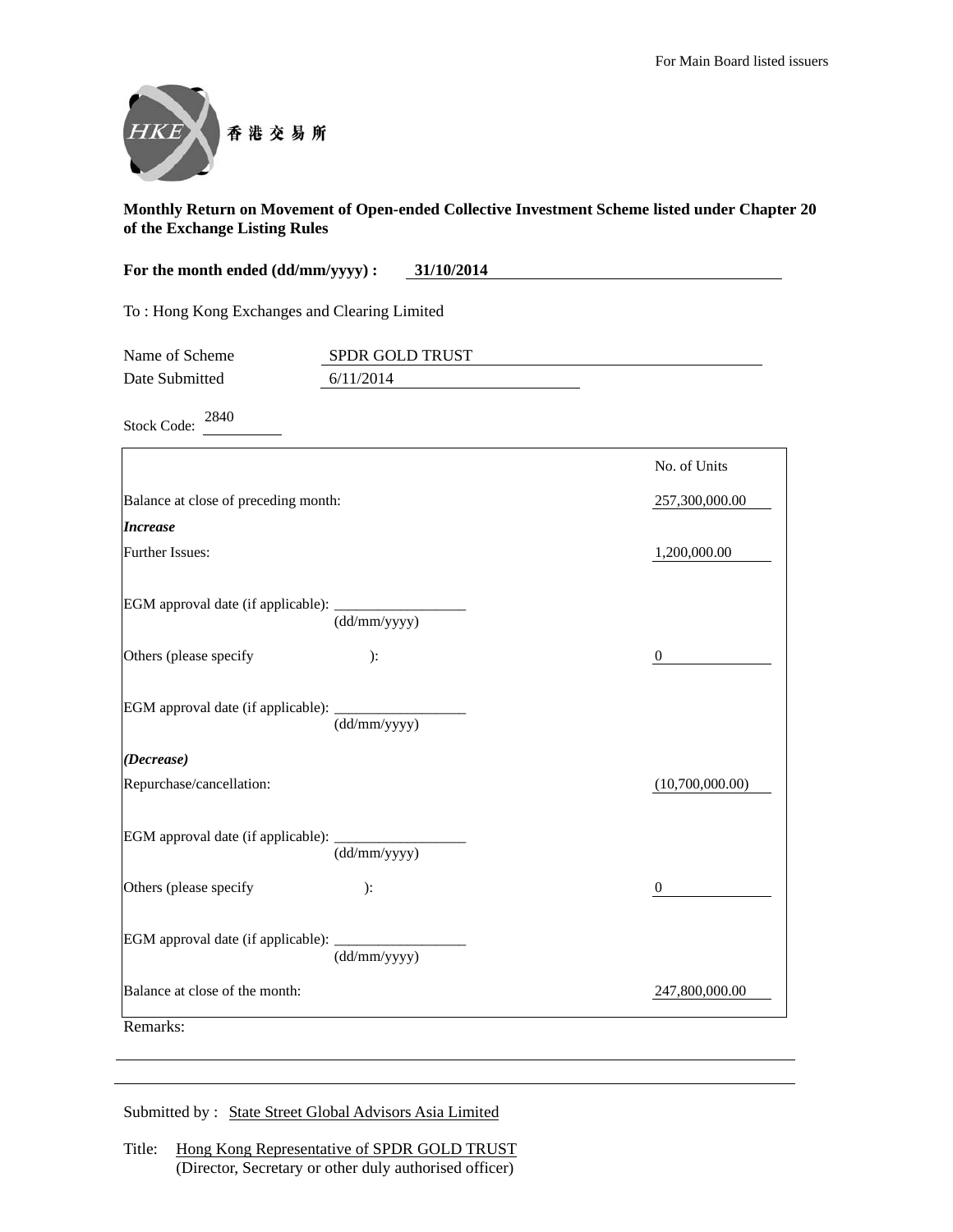For Main Board listed issuers

香港交易所

**Monthly Return on Movement of Open-ended Collective Investment Scheme listed under Chapter 20 of the Exchange Listing Rules**

**For the month ended (dd/mm/yyyy) : 31/10/2014**

To : Hong Kong Exchanges and Clearing Limited

Name of Scheme: SPDR GOLD TRUST
Date Submitted: 6/11/2014

Stock Code: 2840

| | No. of Units |
|---|---|
| Balance at close of preceding month: | 257,300,000.00 |
| ***Increase*** | |
| Further Issues: | 1,200,000.00 |
| EGM approval date (if applicable): ________ (dd/mm/yyyy) | |
| Others (please specify ): | 0 |
| EGM approval date (if applicable): ________ (dd/mm/yyyy) | |
| ***(Decrease)*** | |
| Repurchase/cancellation: | (10,700,000.00) |
| EGM approval date (if applicable): ________ (dd/mm/yyyy) | |
| Others (please specify ): | 0 |
| EGM approval date (if applicable): ________ (dd/mm/yyyy) | |
| Balance at close of the month: | 247,800,000.00 |

Remarks:

Submitted by : State Street Global Advisors Asia Limited

Title: Hong Kong Representative of SPDR GOLD TRUST
(Director, Secretary or other duly authorised officer)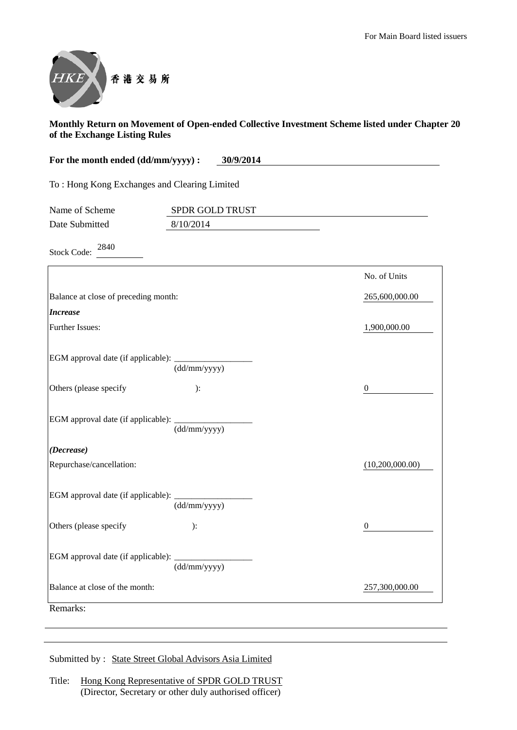For Main Board listed issuers

HKEX 香港交易所

**Monthly Return on Movement of Open-ended Collective Investment Scheme listed under Chapter 20 of the Exchange Listing Rules**

**For the month ended (dd/mm/yyyy) : 30/9/2014**

To : Hong Kong Exchanges and Clearing Limited

Name of Scheme: SPDR GOLD TRUST

Date Submitted: 8/10/2014

Stock Code: 2840

| | No. of Units |
|---|---|
| Balance at close of preceding month: | 265,600,000.00 |
| ***Increase*** | |
| Further Issues: | 1,900,000.00 |
| EGM approval date (if applicable): ________ (dd/mm/yyyy) | |
| Others (please specify ): | 0 |
| EGM approval date (if applicable): ________ (dd/mm/yyyy) | |
| ***(Decrease)*** | |
| Repurchase/cancellation: | (10,200,000.00) |
| EGM approval date (if applicable): ________ (dd/mm/yyyy) | |
| Others (please specify ): | 0 |
| EGM approval date (if applicable): ________ (dd/mm/yyyy) | |
| Balance at close of the month: | 257,300,000.00 |

Remarks:

Submitted by : State Street Global Advisors Asia Limited

Title: Hong Kong Representative of SPDR GOLD TRUST
(Director, Secretary or other duly authorised officer)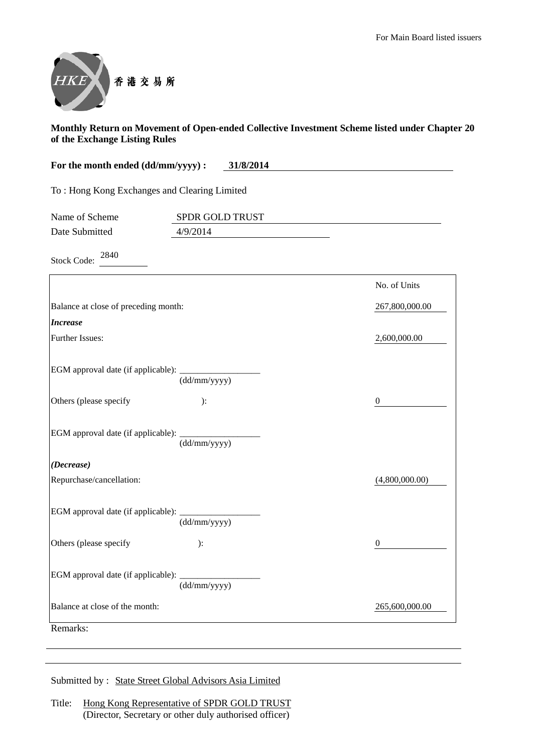For Main Board listed issuers

香港交易所

**Monthly Return on Movement of Open-ended Collective Investment Scheme listed under Chapter 20 of the Exchange Listing Rules**

**For the month ended (dd/mm/yyyy) : 31/8/2014**

To : Hong Kong Exchanges and Clearing Limited

Name of Scheme: SPDR GOLD TRUST

Date Submitted: 4/9/2014

Stock Code: 2840

| | No. of Units |
|---|---|
| Balance at close of preceding month: | 267,800,000.00 |
| ***Increase*** | |
| Further Issues: | 2,600,000.00 |
| EGM approval date (if applicable): ______ (dd/mm/yyyy) | |
| Others (please specify ): | 0 |
| EGM approval date (if applicable): ______ (dd/mm/yyyy) | |
| ***(Decrease)*** | |
| Repurchase/cancellation: | (4,800,000.00) |
| EGM approval date (if applicable): ______ (dd/mm/yyyy) | |
| Others (please specify ): | 0 |
| EGM approval date (if applicable): ______ (dd/mm/yyyy) | |
| Balance at close of the month: | 265,600,000.00 |

Remarks:

Submitted by : State Street Global Advisors Asia Limited

Title: Hong Kong Representative of SPDR GOLD TRUST
(Director, Secretary or other duly authorised officer)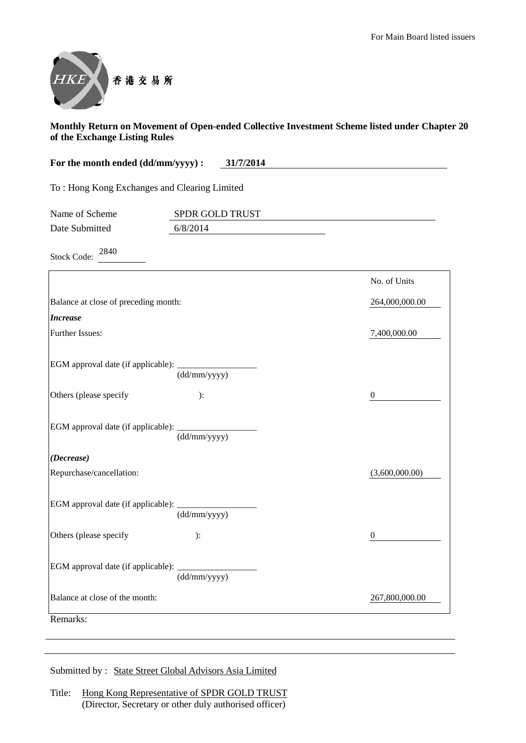For Main Board listed issuers

香港交易所

**Monthly Return on Movement of Open-ended Collective Investment Scheme listed under Chapter 20 of the Exchange Listing Rules**

**For the month ended (dd/mm/yyyy) : 31/7/2014**

To : Hong Kong Exchanges and Clearing Limited

Name of Scheme: SPDR GOLD TRUST

Date Submitted: 6/8/2014

Stock Code: 2840

| | No. of Units |
|---|---|
| Balance at close of preceding month: | 264,000,000.00 |
| ***Increase*** | |
| Further Issues: | 7,400,000.00 |
| EGM approval date (if applicable): __________ (dd/mm/yyyy) | |
| Others (please specify ): | 0 |
| EGM approval date (if applicable): __________ (dd/mm/yyyy) | |
| ***(Decrease)*** | |
| Repurchase/cancellation: | (3,600,000.00) |
| EGM approval date (if applicable): __________ (dd/mm/yyyy) | |
| Others (please specify ): | 0 |
| EGM approval date (if applicable): __________ (dd/mm/yyyy) | |
| Balance at close of the month: | 267,800,000.00 |

Remarks:

Submitted by : State Street Global Advisors Asia Limited

Title: Hong Kong Representative of SPDR GOLD TRUST
(Director, Secretary or other duly authorised officer)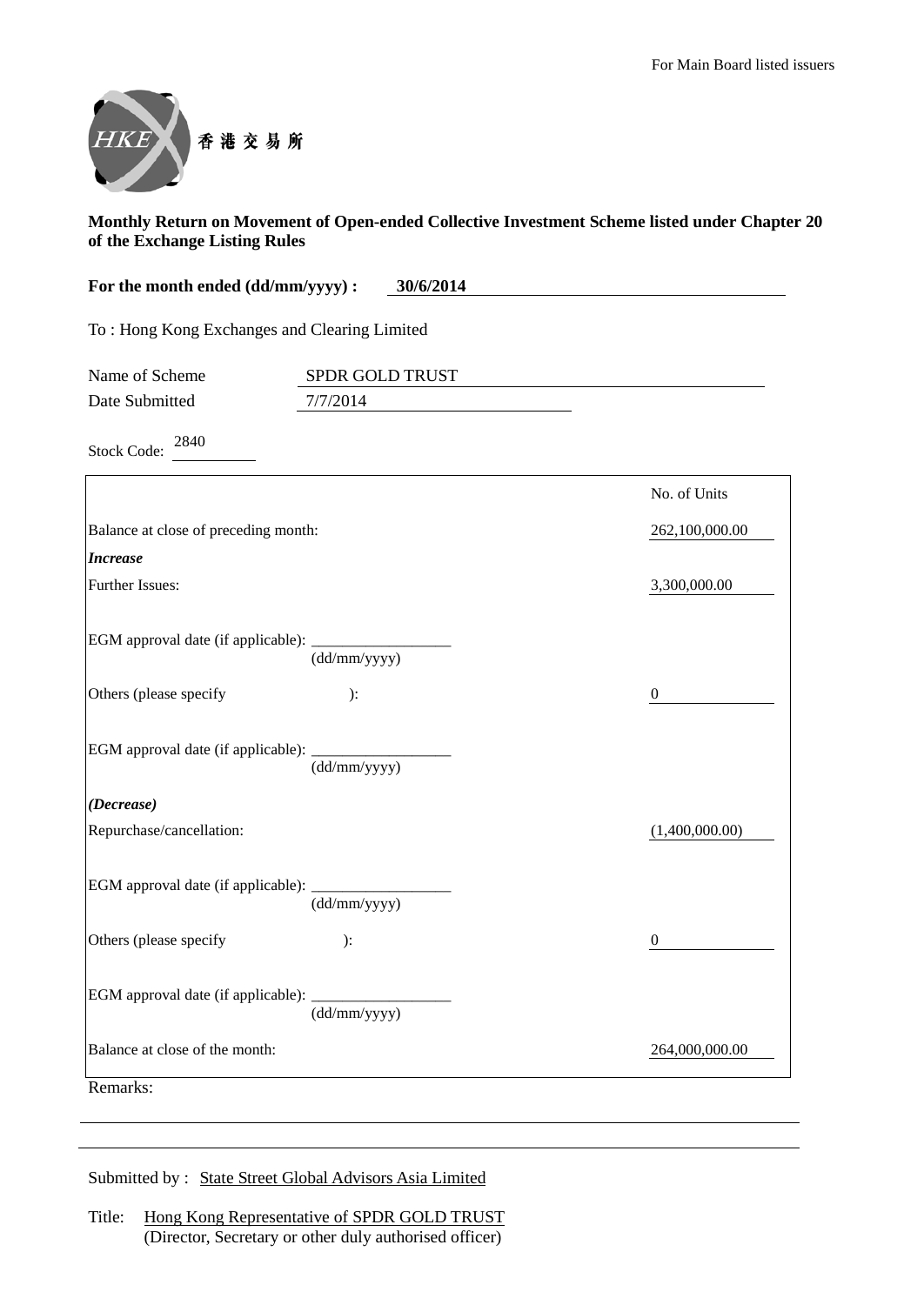For Main Board listed issuers

香港交易所

**Monthly Return on Movement of Open-ended Collective Investment Scheme listed under Chapter 20 of the Exchange Listing Rules**

**For the month ended (dd/mm/yyyy) : 30/6/2014**

To : Hong Kong Exchanges and Clearing Limited

Name of Scheme: SPDR GOLD TRUST

Date Submitted: 7/7/2014

Stock Code: 2840

| | No. of Units |
|---|---|
| Balance at close of preceding month: | 262,100,000.00 |
| ***Increase*** | |
| Further Issues: | 3,300,000.00 |
| EGM approval date (if applicable): ____________ (dd/mm/yyyy) | |
| Others (please specify ): | 0 |
| EGM approval date (if applicable): ____________ (dd/mm/yyyy) | |
| ***(Decrease)*** | |
| Repurchase/cancellation: | (1,400,000.00) |
| EGM approval date (if applicable): ____________ (dd/mm/yyyy) | |
| Others (please specify ): | 0 |
| EGM approval date (if applicable): ____________ (dd/mm/yyyy) | |
| Balance at close of the month: | 264,000,000.00 |

Remarks:

Submitted by : State Street Global Advisors Asia Limited

Title: Hong Kong Representative of SPDR GOLD TRUST
(Director, Secretary or other duly authorised officer)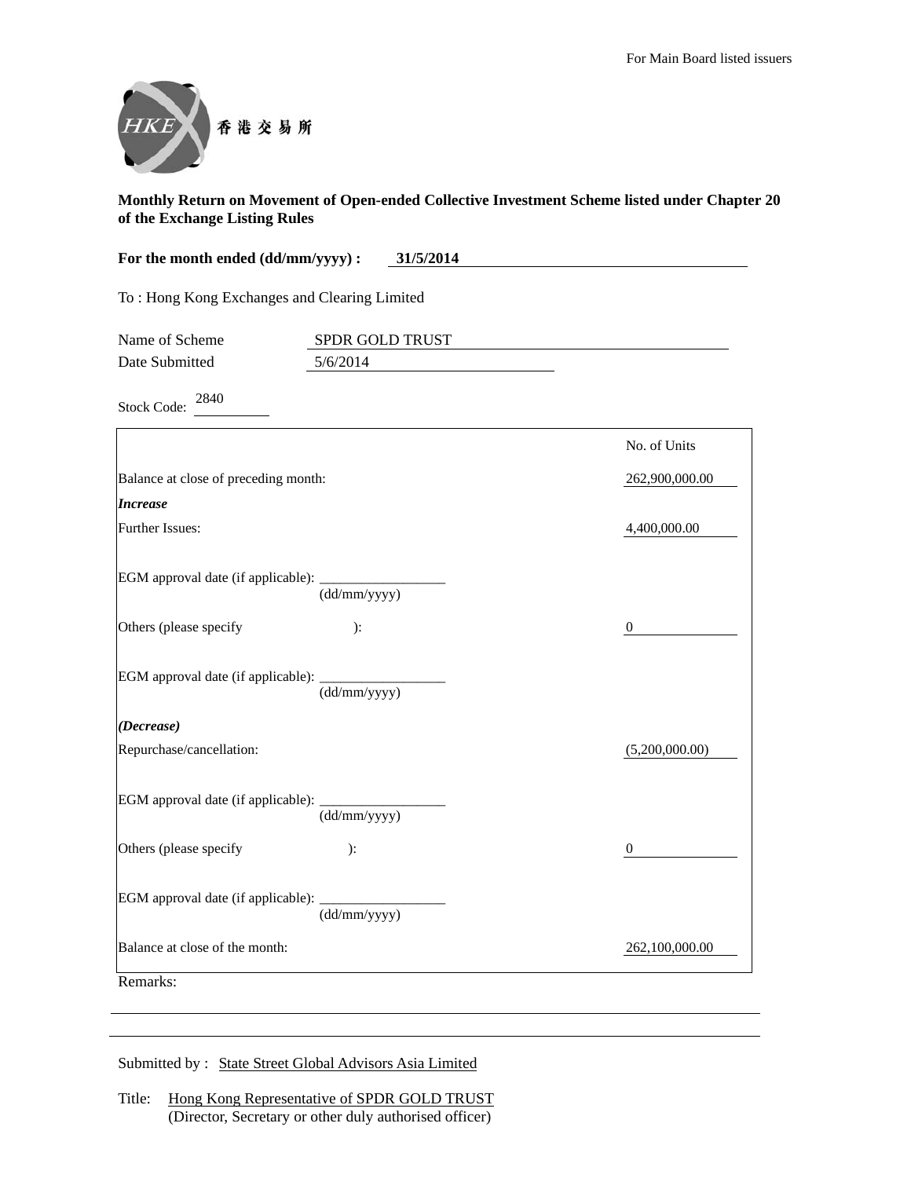For Main Board listed issuers

香港交易所

**Monthly Return on Movement of Open-ended Collective Investment Scheme listed under Chapter 20 of the Exchange Listing Rules**

**For the month ended (dd/mm/yyyy) : 31/5/2014**

To : Hong Kong Exchanges and Clearing Limited

Name of Scheme: SPDR GOLD TRUST

Date Submitted: 5/6/2014

Stock Code: 2840

| | No. of Units |
|---|---|
| Balance at close of preceding month: | 262,900,000.00 |
| ***Increase*** | |
| Further Issues: | 4,400,000.00 |
| EGM approval date (if applicable): ______ (dd/mm/yyyy) | |
| Others (please specify ): | 0 |
| EGM approval date (if applicable): ______ (dd/mm/yyyy) | |
| ***(Decrease)*** | |
| Repurchase/cancellation: | (5,200,000.00) |
| EGM approval date (if applicable): ______ (dd/mm/yyyy) | |
| Others (please specify ): | 0 |
| EGM approval date (if applicable): ______ (dd/mm/yyyy) | |
| Balance at close of the month: | 262,100,000.00 |

Remarks:

Submitted by : State Street Global Advisors Asia Limited

Title: Hong Kong Representative of SPDR GOLD TRUST
(Director, Secretary or other duly authorised officer)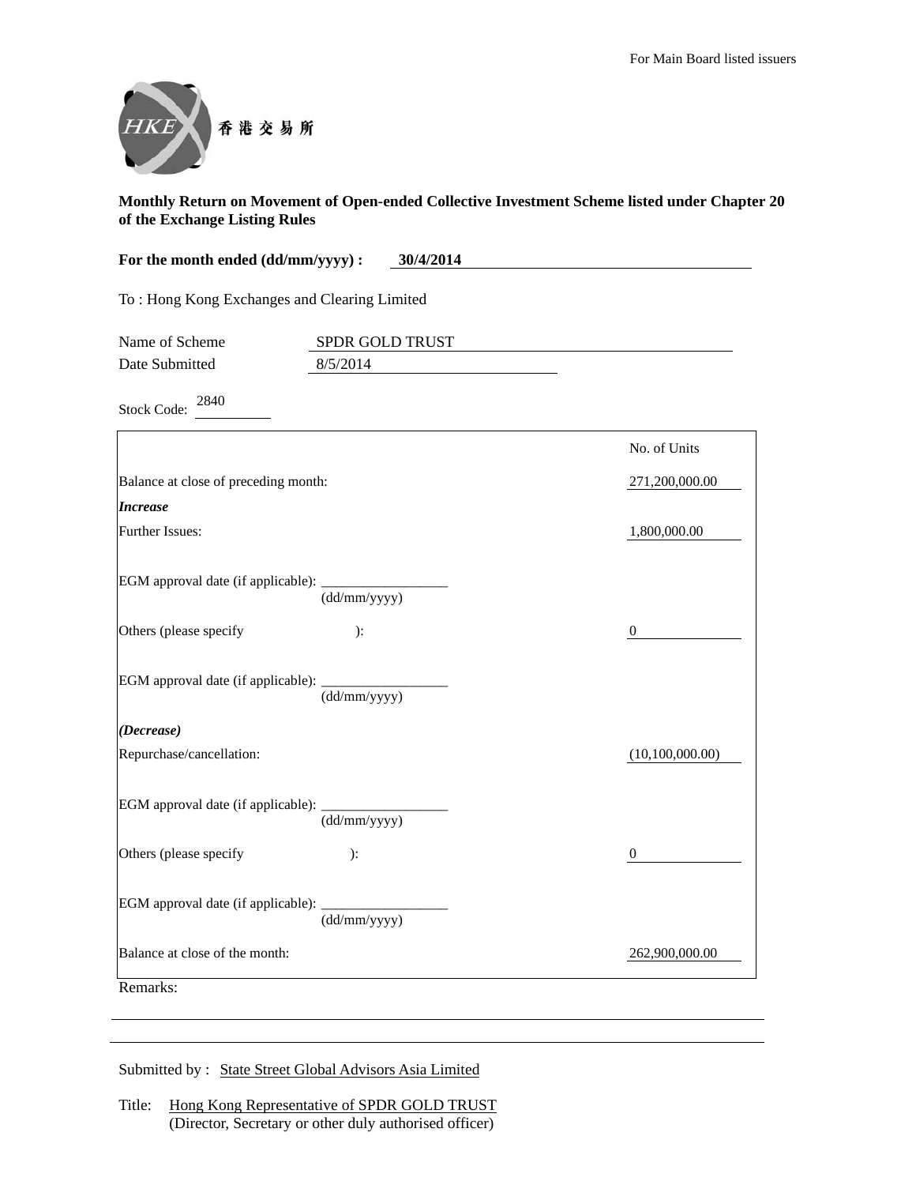For Main Board listed issuers

香港交易所

**Monthly Return on Movement of Open-ended Collective Investment Scheme listed under Chapter 20 of the Exchange Listing Rules**

**For the month ended (dd/mm/yyyy) : 30/4/2014**

To : Hong Kong Exchanges and Clearing Limited

Name of Scheme: SPDR GOLD TRUST

Date Submitted: 8/5/2014

Stock Code: 2840

| | No. of Units |
|---|---|
| Balance at close of preceding month: | 271,200,000.00 |
| ***Increase*** | |
| Further Issues: | 1,800,000.00 |
| EGM approval date (if applicable): ______ (dd/mm/yyyy) | |
| Others (please specify ): | 0 |
| EGM approval date (if applicable): ______ (dd/mm/yyyy) | |
| ***(Decrease)*** | |
| Repurchase/cancellation: | (10,100,000.00) |
| EGM approval date (if applicable): ______ (dd/mm/yyyy) | |
| Others (please specify ): | 0 |
| EGM approval date (if applicable): ______ (dd/mm/yyyy) | |
| Balance at close of the month: | 262,900,000.00 |

Remarks:

Submitted by : State Street Global Advisors Asia Limited

Title: Hong Kong Representative of SPDR GOLD TRUST
(Director, Secretary or other duly authorised officer)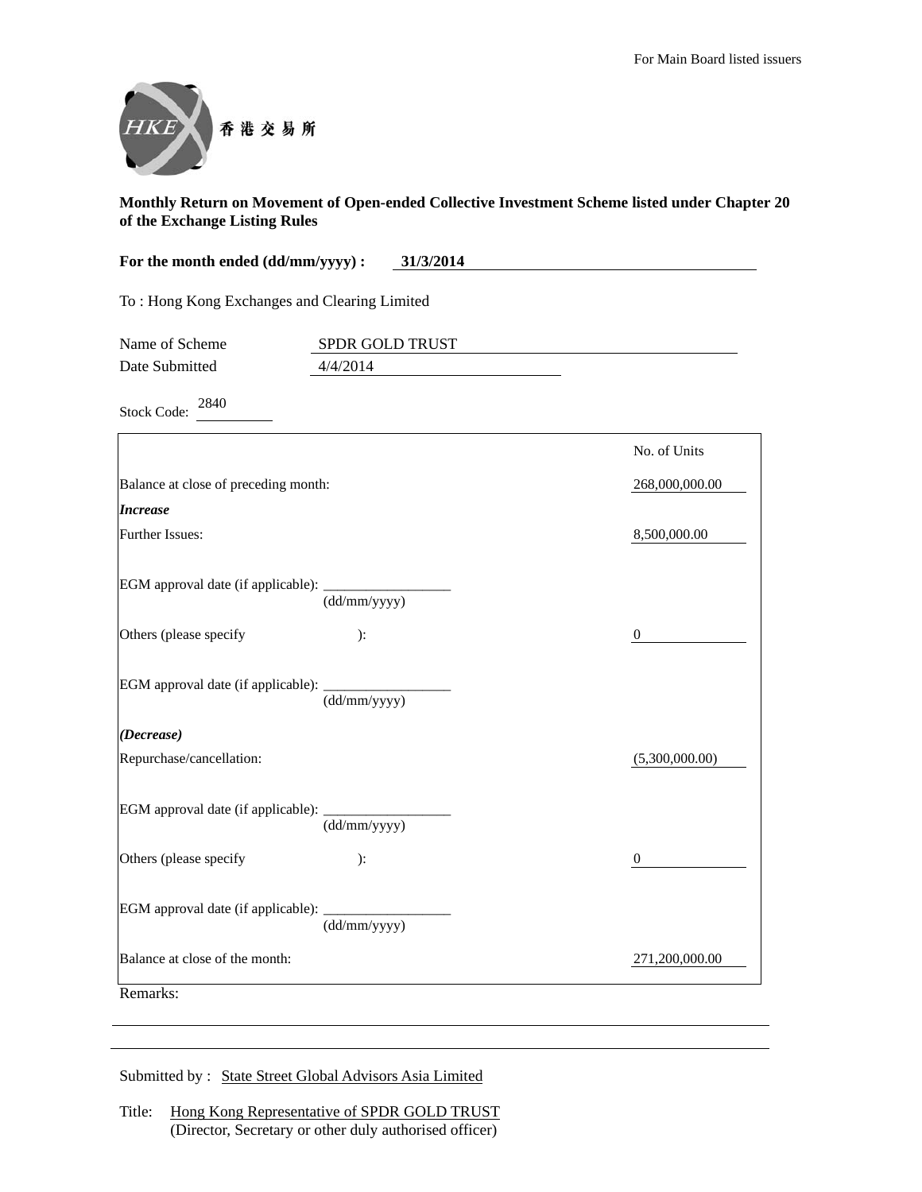For Main Board listed issuers

香港交易所

**Monthly Return on Movement of Open-ended Collective Investment Scheme listed under Chapter 20 of the Exchange Listing Rules**

**For the month ended (dd/mm/yyyy) : 31/3/2014**

To : Hong Kong Exchanges and Clearing Limited

Name of Scheme: SPDR GOLD TRUST

Date Submitted: 4/4/2014

Stock Code: 2840

| | No. of Units |
|---|---|
| Balance at close of preceding month: | 268,000,000.00 |
| ***Increase*** | |
| Further Issues: | 8,500,000.00 |
| EGM approval date (if applicable): ______________ (dd/mm/yyyy) | |
| Others (please specify ): | 0 |
| EGM approval date (if applicable): ______________ (dd/mm/yyyy) | |
| ***(Decrease)*** | |
| Repurchase/cancellation: | (5,300,000.00) |
| EGM approval date (if applicable): ______________ (dd/mm/yyyy) | |
| Others (please specify ): | 0 |
| EGM approval date (if applicable): ______________ (dd/mm/yyyy) | |
| Balance at close of the month: | 271,200,000.00 |

Remarks:

Submitted by : State Street Global Advisors Asia Limited

Title: Hong Kong Representative of SPDR GOLD TRUST
(Director, Secretary or other duly authorised officer)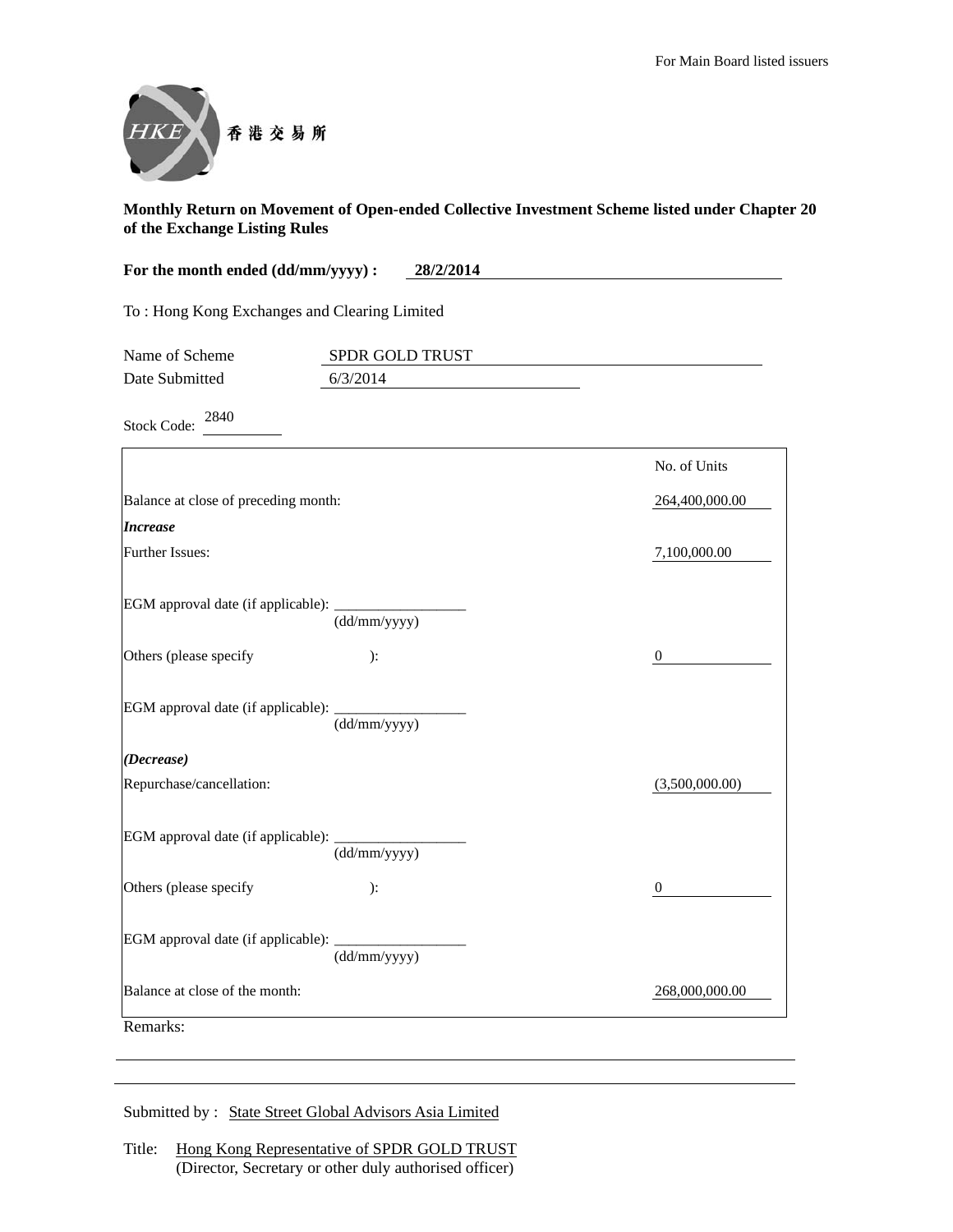For Main Board listed issuers

香港交易所

**Monthly Return on Movement of Open-ended Collective Investment Scheme listed under Chapter 20 of the Exchange Listing Rules**

**For the month ended (dd/mm/yyyy) : 28/2/2014**

To : Hong Kong Exchanges and Clearing Limited

Name of Scheme: SPDR GOLD TRUST

Date Submitted: 6/3/2014

Stock Code: 2840

| | No. of Units |
|---|---|
| Balance at close of preceding month: | 264,400,000.00 |
| ***Increase*** | |
| Further Issues: | 7,100,000.00 |
| EGM approval date (if applicable): ______________ (dd/mm/yyyy) | |
| Others (please specify ): | 0 |
| EGM approval date (if applicable): ______________ (dd/mm/yyyy) | |
| ***(Decrease)*** | |
| Repurchase/cancellation: | (3,500,000.00) |
| EGM approval date (if applicable): ______________ (dd/mm/yyyy) | |
| Others (please specify ): | 0 |
| EGM approval date (if applicable): ______________ (dd/mm/yyyy) | |
| Balance at close of the month: | 268,000,000.00 |

Remarks:

Submitted by : State Street Global Advisors Asia Limited

Title: Hong Kong Representative of SPDR GOLD TRUST
(Director, Secretary or other duly authorised officer)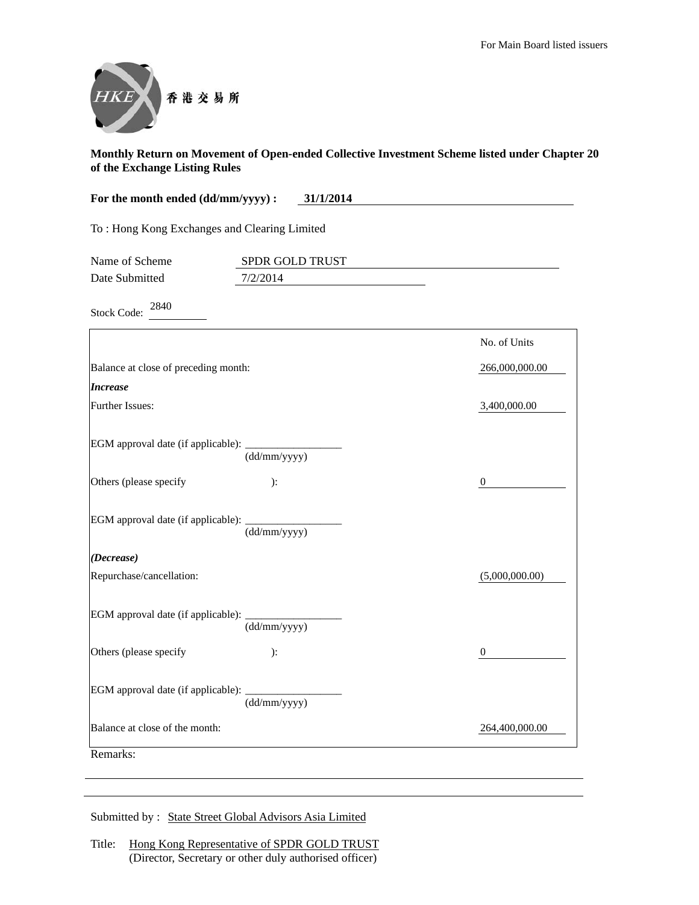For Main Board listed issuers

HKEX 香港交易所

**Monthly Return on Movement of Open-ended Collective Investment Scheme listed under Chapter 20 of the Exchange Listing Rules**

**For the month ended (dd/mm/yyyy) : 31/1/2014**

To : Hong Kong Exchanges and Clearing Limited

Name of Scheme: SPDR GOLD TRUST

Date Submitted: 7/2/2014

Stock Code: 2840

| | No. of Units |
|---|---|
| Balance at close of preceding month: | 266,000,000.00 |
| ***Increase*** | |
| Further Issues: | 3,400,000.00 |
| EGM approval date (if applicable): ____________ (dd/mm/yyyy) | |
| Others (please specify ): | 0 |
| EGM approval date (if applicable): ____________ (dd/mm/yyyy) | |
| ***(Decrease)*** | |
| Repurchase/cancellation: | (5,000,000.00) |
| EGM approval date (if applicable): ____________ (dd/mm/yyyy) | |
| Others (please specify ): | 0 |
| EGM approval date (if applicable): ____________ (dd/mm/yyyy) | |
| Balance at close of the month: | 264,400,000.00 |

Remarks:

Submitted by : State Street Global Advisors Asia Limited

Title: Hong Kong Representative of SPDR GOLD TRUST
(Director, Secretary or other duly authorised officer)